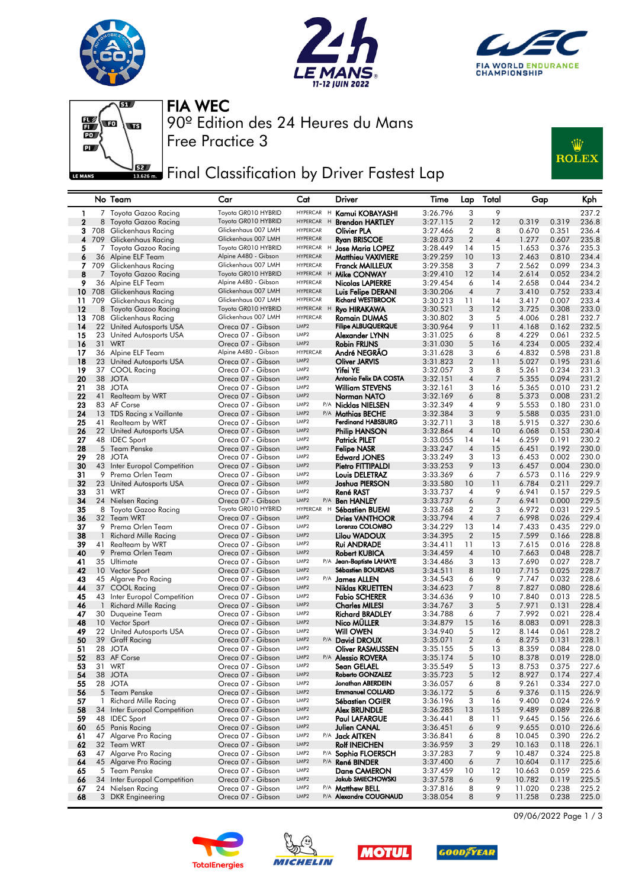# FIA WEC

90º Edition des 24 Heures du Mans

Free Practice 3

## Final Classification by Driver Fastest Lap

| | No | Team | Car | Cat | | Driver | Time | Lap | Total | Gap | | Kph |
|---|---|---|---|---|---|---|---|---|---|---|---|---|
| 1 | 7 | Toyota Gazoo Racing | Toyota GR010 HYBRID | HYPERCAR | H | Kamui KOBAYASHI | 3:26.796 | 3 | 9 | | | 237.2 |
| 2 | 8 | Toyota Gazoo Racing | Toyota GR010 HYBRID | HYPERCAR | H | Brendon HARTLEY | 3:27.115 | 2 | 12 | 0.319 | 0.319 | 236.8 |
| 3 | 708 | Glickenhaus Racing | Glickenhaus 007 LMH | HYPERCAR | | Olivier PLA | 3:27.466 | 2 | 8 | 0.670 | 0.351 | 236.4 |
| 4 | 709 | Glickenhaus Racing | Glickenhaus 007 LMH | HYPERCAR | | Ryan BRISCOE | 3:28.073 | 2 | 4 | 1.277 | 0.607 | 235.8 |
| 5 | 7 | Toyota Gazoo Racing | Toyota GR010 HYBRID | HYPERCAR | H | Jose Maria LOPEZ | 3:28.449 | 14 | 15 | 1.653 | 0.376 | 235.3 |
| 6 | 36 | Alpine ELF Team | Alpine A480 - Gibson | HYPERCAR | | Matthieu VAXIVIERE | 3:29.259 | 10 | 13 | 2.463 | 0.810 | 234.4 |
| 7 | 709 | Glickenhaus Racing | Glickenhaus 007 LMH | HYPERCAR | | Franck MAILLEUX | 3:29.358 | 3 | 7 | 2.562 | 0.099 | 234.3 |
| 8 | 7 | Toyota Gazoo Racing | Toyota GR010 HYBRID | HYPERCAR | H | Mike CONWAY | 3:29.410 | 12 | 14 | 2.614 | 0.052 | 234.2 |
| 9 | 36 | Alpine ELF Team | Alpine A480 - Gibson | HYPERCAR | | Nicolas LAPIERRE | 3:29.454 | 6 | 14 | 2.658 | 0.044 | 234.2 |
| 10 | 708 | Glickenhaus Racing | Glickenhaus 007 LMH | HYPERCAR | | Luis Felipe DERANI | 3:30.206 | 4 | 7 | 3.410 | 0.752 | 233.4 |
| 11 | 709 | Glickenhaus Racing | Glickenhaus 007 LMH | HYPERCAR | | Richard WESTBROOK | 3:30.213 | 11 | 14 | 3.417 | 0.007 | 233.4 |
| 12 | 8 | Toyota Gazoo Racing | Toyota GR010 HYBRID | HYPERCAR | H | Ryo HIRAKAWA | 3:30.521 | 3 | 12 | 3.725 | 0.308 | 233.0 |
| 13 | 708 | Glickenhaus Racing | Glickenhaus 007 LMH | HYPERCAR | | Romain DUMAS | 3:30.802 | 3 | 5 | 4.006 | 0.281 | 232.7 |
| 14 | 22 | United Autosports USA | Oreca 07 - Gibson | LMP2 | | Filipe ALBUQUERQUE | 3:30.964 | 9 | 11 | 4.168 | 0.162 | 232.5 |
| 15 | 23 | United Autosports USA | Oreca 07 - Gibson | LMP2 | | Alexander LYNN | 3:31.025 | 6 | 8 | 4.229 | 0.061 | 232.5 |
| 16 | 31 | WRT | Oreca 07 - Gibson | LMP2 | | Robin FRIJNS | 3:31.030 | 5 | 16 | 4.234 | 0.005 | 232.4 |
| 17 | 36 | Alpine ELF Team | Alpine A480 - Gibson | HYPERCAR | | André NEGRÃO | 3:31.628 | 3 | 6 | 4.832 | 0.598 | 231.8 |
| 18 | 23 | United Autosports USA | Oreca 07 - Gibson | LMP2 | | Oliver JARVIS | 3:31.823 | 2 | 11 | 5.027 | 0.195 | 231.6 |
| 19 | 37 | COOL Racing | Oreca 07 - Gibson | LMP2 | | Yifei YE | 3:32.057 | 3 | 8 | 5.261 | 0.234 | 231.3 |
| 20 | 38 | JOTA | Oreca 07 - Gibson | LMP2 | | Antonio Felix DA COSTA | 3:32.151 | 4 | 7 | 5.355 | 0.094 | 231.2 |
| 21 | 38 | JOTA | Oreca 07 - Gibson | LMP2 | | William STEVENS | 3:32.161 | 3 | 16 | 5.365 | 0.010 | 231.2 |
| 22 | 41 | Realteam by WRT | Oreca 07 - Gibson | LMP2 | | Norman NATO | 3:32.169 | 6 | 8 | 5.373 | 0.008 | 231.2 |
| 23 | 83 | AF Corse | Oreca 07 - Gibson | LMP2 | P/A | Nicklas NIELSEN | 3:32.349 | 4 | 9 | 5.553 | 0.180 | 231.0 |
| 24 | 13 | TDS Racing x Vaillante | Oreca 07 - Gibson | LMP2 | P/A | Mathias BECHE | 3:32.384 | 3 | 9 | 5.588 | 0.035 | 231.0 |
| 25 | 41 | Realteam by WRT | Oreca 07 - Gibson | LMP2 | | Ferdinand HABSBURG | 3:32.711 | 3 | 18 | 5.915 | 0.327 | 230.6 |
| 26 | 22 | United Autosports USA | Oreca 07 - Gibson | LMP2 | | Philip HANSON | 3:32.864 | 4 | 10 | 6.068 | 0.153 | 230.4 |
| 27 | 48 | IDEC Sport | Oreca 07 - Gibson | LMP2 | | Patrick PILET | 3:33.055 | 14 | 14 | 6.259 | 0.191 | 230.2 |
| 28 | 5 | Team Penske | Oreca 07 - Gibson | LMP2 | | Felipe NASR | 3:33.247 | 4 | 15 | 6.451 | 0.192 | 230.0 |
| 29 | 28 | JOTA | Oreca 07 - Gibson | LMP2 | | Edward JONES | 3:33.249 | 3 | 13 | 6.453 | 0.002 | 230.0 |
| 30 | 43 | Inter Europol Competition | Oreca 07 - Gibson | LMP2 | | Pietro FITTIPALDI | 3:33.253 | 9 | 13 | 6.457 | 0.004 | 230.0 |
| 31 | 9 | Prema Orlen Team | Oreca 07 - Gibson | LMP2 | | Louis DELETRAZ | 3:33.369 | 6 | 7 | 6.573 | 0.116 | 229.9 |
| 32 | 23 | United Autosports USA | Oreca 07 - Gibson | LMP2 | | Joshua PIERSON | 3:33.580 | 10 | 11 | 6.784 | 0.211 | 229.7 |
| 33 | 31 | WRT | Oreca 07 - Gibson | LMP2 | | René RAST | 3:33.737 | 4 | 9 | 6.941 | 0.157 | 229.5 |
| 34 | 24 | Nielsen Racing | Oreca 07 - Gibson | LMP2 | P/A | Ben HANLEY | 3:33.737 | 6 | 7 | 6.941 | 0.000 | 229.5 |
| 35 | 8 | Toyota Gazoo Racing | Toyota GR010 HYBRID | HYPERCAR | H | Sébastien BUEMI | 3:33.768 | 2 | 3 | 6.972 | 0.031 | 229.5 |
| 36 | 32 | Team WRT | Oreca 07 - Gibson | LMP2 | | Dries VANTHOOR | 3:33.794 | 4 | 7 | 6.998 | 0.026 | 229.4 |
| 37 | 9 | Prema Orlen Team | Oreca 07 - Gibson | LMP2 | | Lorenzo COLOMBO | 3:34.229 | 13 | 14 | 7.433 | 0.435 | 229.0 |
| 38 | 1 | Richard Mille Racing | Oreca 07 - Gibson | LMP2 | | Lilou WADOUX | 3:34.395 | 2 | 15 | 7.599 | 0.166 | 228.8 |
| 39 | 41 | Realteam by WRT | Oreca 07 - Gibson | LMP2 | | Rui ANDRADE | 3:34.411 | 11 | 13 | 7.615 | 0.016 | 228.8 |
| 40 | 9 | Prema Orlen Team | Oreca 07 - Gibson | LMP2 | | Robert KUBICA | 3:34.459 | 4 | 10 | 7.663 | 0.048 | 228.7 |
| 41 | 35 | Ultimate | Oreca 07 - Gibson | LMP2 | P/A | Jean-Baptiste LAHAYE | 3:34.486 | 3 | 13 | 7.690 | 0.027 | 228.7 |
| 42 | 10 | Vector Sport | Oreca 07 - Gibson | LMP2 | | Sébastien BOURDAIS | 3:34.511 | 8 | 10 | 7.715 | 0.025 | 228.7 |
| 43 | 45 | Algarve Pro Racing | Oreca 07 - Gibson | LMP2 | P/A | James ALLEN | 3:34.543 | 6 | 9 | 7.747 | 0.032 | 228.6 |
| 44 | 37 | COOL Racing | Oreca 07 - Gibson | LMP2 | | Niklas KRUETTEN | 3:34.623 | 7 | 8 | 7.827 | 0.080 | 228.6 |
| 45 | 43 | Inter Europol Competition | Oreca 07 - Gibson | LMP2 | | Fabio SCHERER | 3:34.636 | 9 | 10 | 7.840 | 0.013 | 228.5 |
| 46 | 1 | Richard Mille Racing | Oreca 07 - Gibson | LMP2 | | Charles MILESI | 3:34.767 | 3 | 5 | 7.971 | 0.131 | 228.4 |
| 47 | 30 | Duqueine Team | Oreca 07 - Gibson | LMP2 | | Richard BRADLEY | 3:34.788 | 6 | 7 | 7.992 | 0.021 | 228.4 |
| 48 | 10 | Vector Sport | Oreca 07 - Gibson | LMP2 | | Nico MÜLLER | 3:34.879 | 15 | 16 | 8.083 | 0.091 | 228.3 |
| 49 | 22 | United Autosports USA | Oreca 07 - Gibson | LMP2 | | Will OWEN | 3:34.940 | 5 | 12 | 8.144 | 0.061 | 228.2 |
| 50 | 39 | Graff Racing | Oreca 07 - Gibson | LMP2 | P/A | David DROUX | 3:35.071 | 2 | 6 | 8.275 | 0.131 | 228.1 |
| 51 | 28 | JOTA | Oreca 07 - Gibson | LMP2 | | Oliver RASMUSSEN | 3:35.155 | 5 | 13 | 8.359 | 0.084 | 228.0 |
| 52 | 83 | AF Corse | Oreca 07 - Gibson | LMP2 | P/A | Alessio ROVERA | 3:35.174 | 5 | 10 | 8.378 | 0.019 | 228.0 |
| 53 | 31 | WRT | Oreca 07 - Gibson | LMP2 | | Sean GELAEL | 3:35.549 | 5 | 13 | 8.753 | 0.375 | 227.6 |
| 54 | 38 | JOTA | Oreca 07 - Gibson | LMP2 | | Roberto GONZALEZ | 3:35.723 | 5 | 12 | 8.927 | 0.174 | 227.4 |
| 55 | 28 | JOTA | Oreca 07 - Gibson | LMP2 | | Jonathan ABERDEIN | 3:36.057 | 6 | 8 | 9.261 | 0.334 | 227.0 |
| 56 | 5 | Team Penske | Oreca 07 - Gibson | LMP2 | | Emmanuel COLLARD | 3:36.172 | 5 | 6 | 9.376 | 0.115 | 226.9 |
| 57 | 1 | Richard Mille Racing | Oreca 07 - Gibson | LMP2 | | Sébastien OGIER | 3:36.196 | 3 | 16 | 9.400 | 0.024 | 226.9 |
| 58 | 34 | Inter Europol Competition | Oreca 07 - Gibson | LMP2 | | Alex BRUNDLE | 3:36.285 | 13 | 15 | 9.489 | 0.089 | 226.8 |
| 59 | 48 | IDEC Sport | Oreca 07 - Gibson | LMP2 | | Paul LAFARGUE | 3:36.441 | 8 | 11 | 9.645 | 0.156 | 226.6 |
| 60 | 65 | Panis Racing | Oreca 07 - Gibson | LMP2 | | Julien CANAL | 3:36.451 | 6 | 9 | 9.655 | 0.010 | 226.6 |
| 61 | 47 | Algarve Pro Racing | Oreca 07 - Gibson | LMP2 | P/A | Jack AITKEN | 3:36.841 | 6 | 8 | 10.045 | 0.390 | 226.2 |
| 62 | 32 | Team WRT | Oreca 07 - Gibson | LMP2 | | Rolf INEICHEN | 3:36.959 | 3 | 29 | 10.163 | 0.118 | 226.1 |
| 63 | 47 | Algarve Pro Racing | Oreca 07 - Gibson | LMP2 | P/A | Sophia FLOERSCH | 3:37.283 | 7 | 9 | 10.487 | 0.324 | 225.8 |
| 64 | 45 | Algarve Pro Racing | Oreca 07 - Gibson | LMP2 | P/A | René BINDER | 3:37.400 | 6 | 7 | 10.604 | 0.117 | 225.6 |
| 65 | 5 | Team Penske | Oreca 07 - Gibson | LMP2 | | Dane CAMERON | 3:37.459 | 10 | 12 | 10.663 | 0.059 | 225.6 |
| 66 | 34 | Inter Europol Competition | Oreca 07 - Gibson | LMP2 | | Jakub SMIECHOWSKI | 3:37.578 | 6 | 9 | 10.782 | 0.119 | 225.5 |
| 67 | 24 | Nielsen Racing | Oreca 07 - Gibson | LMP2 | P/A | Matthew BELL | 3:37.816 | 8 | 9 | 11.020 | 0.238 | 225.2 |
| 68 | 3 | DKR Engineering | Oreca 07 - Gibson | LMP2 | P/A | Alexandre COUGNAUD | 3:38.054 | 8 | 9 | 11.258 | 0.238 | 225.0 |

09/06/2022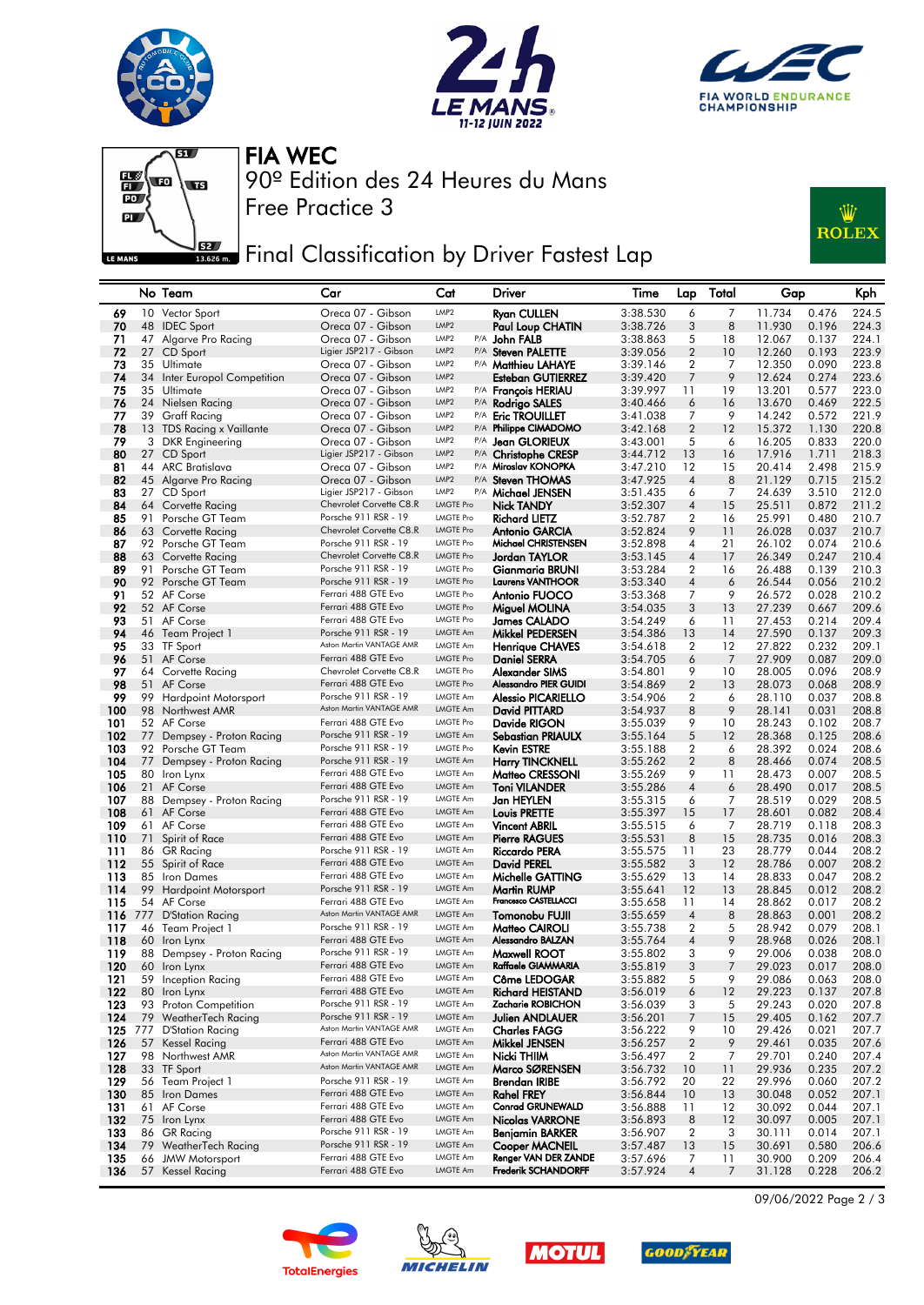# FIA WEC

90º Edition des 24 Heures du Mans

Free Practice 3

## Final Classification by Driver Fastest Lap

| | No | Team | Car | Cat | | Driver | Time | Lap | Total | Gap | | Kph |
|---|---|---|---|---|---|---|---|---|---|---|---|---|
| 69 | 10 | Vector Sport | Oreca 07 - Gibson | LMP2 | | Ryan CULLEN | 3:38.530 | 6 | 7 | 11.734 | 0.476 | 224.5 |
| 70 | 48 | IDEC Sport | Oreca 07 - Gibson | LMP2 | | Paul Loup CHATIN | 3:38.726 | 3 | 8 | 11.930 | 0.196 | 224.3 |
| 71 | 47 | Algarve Pro Racing | Oreca 07 - Gibson | LMP2 | P/A | John FALB | 3:38.863 | 5 | 18 | 12.067 | 0.137 | 224.1 |
| 72 | 27 | CD Sport | Ligier JSP217 - Gibson | LMP2 | P/A | Steven PALETTE | 3:39.056 | 2 | 10 | 12.260 | 0.193 | 223.9 |
| 73 | 35 | Ultimate | Oreca 07 - Gibson | LMP2 | P/A | Matthieu LAHAYE | 3:39.146 | 2 | 7 | 12.350 | 0.090 | 223.8 |
| 74 | 34 | Inter Europol Competition | Oreca 07 - Gibson | LMP2 | | Esteban GUTIERREZ | 3:39.420 | 7 | 9 | 12.624 | 0.274 | 223.6 |
| 75 | 35 | Ultimate | Oreca 07 - Gibson | LMP2 | P/A | François HERIAU | 3:39.997 | 11 | 19 | 13.201 | 0.577 | 223.0 |
| 76 | 24 | Nielsen Racing | Oreca 07 - Gibson | LMP2 | P/A | Rodrigo SALES | 3:40.466 | 6 | 16 | 13.670 | 0.469 | 222.5 |
| 77 | 39 | Graff Racing | Oreca 07 - Gibson | LMP2 | P/A | Eric TROUILLET | 3:41.038 | 7 | 9 | 14.242 | 0.572 | 221.9 |
| 78 | 13 | TDS Racing x Vaillante | Oreca 07 - Gibson | LMP2 | P/A | Philippe CIMADOMO | 3:42.168 | 2 | 12 | 15.372 | 1.130 | 220.8 |
| 79 | 3 | DKR Engineering | Oreca 07 - Gibson | LMP2 | P/A | Jean GLORIEUX | 3:43.001 | 5 | 6 | 16.205 | 0.833 | 220.0 |
| 80 | 27 | CD Sport | Ligier JSP217 - Gibson | LMP2 | P/A | Christophe CRESP | 3:44.712 | 13 | 16 | 17.916 | 1.711 | 218.3 |
| 81 | 44 | ARC Bratislava | Oreca 07 - Gibson | LMP2 | P/A | Miroslav KONOPKA | 3:47.210 | 12 | 15 | 20.414 | 2.498 | 215.9 |
| 82 | 45 | Algarve Pro Racing | Oreca 07 - Gibson | LMP2 | P/A | Steven THOMAS | 3:47.925 | 4 | 8 | 21.129 | 0.715 | 215.2 |
| 83 | 27 | CD Sport | Ligier JSP217 - Gibson | LMP2 | P/A | Michael JENSEN | 3:51.435 | 6 | 7 | 24.639 | 3.510 | 212.0 |
| 84 | 64 | Corvette Racing | Chevrolet Corvette C8.R | LMGTE Pro | | Nick TANDY | 3:52.307 | 4 | 15 | 25.511 | 0.872 | 211.2 |
| 85 | 91 | Porsche GT Team | Porsche 911 RSR - 19 | LMGTE Pro | | Richard LIETZ | 3:52.787 | 2 | 16 | 25.991 | 0.480 | 210.7 |
| 86 | 63 | Corvette Racing | Chevrolet Corvette C8.R | LMGTE Pro | | Antonio GARCIA | 3:52.824 | 9 | 11 | 26.028 | 0.037 | 210.7 |
| 87 | 92 | Porsche GT Team | Porsche 911 RSR - 19 | LMGTE Pro | | Michael CHRISTENSEN | 3:52.898 | 4 | 21 | 26.102 | 0.074 | 210.6 |
| 88 | 63 | Corvette Racing | Chevrolet Corvette C8.R | LMGTE Pro | | Jordan TAYLOR | 3:53.145 | 4 | 17 | 26.349 | 0.247 | 210.4 |
| 89 | 91 | Porsche GT Team | Porsche 911 RSR - 19 | LMGTE Pro | | Gianmaria BRUNI | 3:53.284 | 2 | 16 | 26.488 | 0.139 | 210.3 |
| 90 | 92 | Porsche GT Team | Porsche 911 RSR - 19 | LMGTE Pro | | Laurens VANTHOOR | 3:53.340 | 4 | 6 | 26.544 | 0.056 | 210.2 |
| 91 | 52 | AF Corse | Ferrari 488 GTE Evo | LMGTE Pro | | Antonio FUOCO | 3:53.368 | 7 | 9 | 26.572 | 0.028 | 210.2 |
| 92 | 52 | AF Corse | Ferrari 488 GTE Evo | LMGTE Pro | | Miguel MOLINA | 3:54.035 | 3 | 13 | 27.239 | 0.667 | 209.6 |
| 93 | 51 | AF Corse | Ferrari 488 GTE Evo | LMGTE Pro | | James CALADO | 3:54.249 | 6 | 11 | 27.453 | 0.214 | 209.4 |
| 94 | 46 | Team Project 1 | Porsche 911 RSR - 19 | LMGTE Am | | Mikkel PEDERSEN | 3:54.386 | 13 | 14 | 27.590 | 0.137 | 209.3 |
| 95 | 33 | TF Sport | Aston Martin VANTAGE AMR | LMGTE Am | | Henrique CHAVES | 3:54.618 | 2 | 12 | 27.822 | 0.232 | 209.1 |
| 96 | 51 | AF Corse | Ferrari 488 GTE Evo | LMGTE Pro | | Daniel SERRA | 3:54.705 | 6 | 7 | 27.909 | 0.087 | 209.0 |
| 97 | 64 | Corvette Racing | Chevrolet Corvette C8.R | LMGTE Pro | | Alexander SIMS | 3:54.801 | 9 | 10 | 28.005 | 0.096 | 208.9 |
| 98 | 51 | AF Corse | Ferrari 488 GTE Evo | LMGTE Pro | | Alessandro PIER GUIDI | 3:54.869 | 2 | 13 | 28.073 | 0.068 | 208.9 |
| 99 | 99 | Hardpoint Motorsport | Porsche 911 RSR - 19 | LMGTE Am | | Alessio PICARIELLO | 3:54.906 | 2 | 6 | 28.110 | 0.037 | 208.8 |
| 100 | 98 | Northwest AMR | Aston Martin VANTAGE AMR | LMGTE Am | | David PITTARD | 3:54.937 | 8 | 9 | 28.141 | 0.031 | 208.8 |
| 101 | 52 | AF Corse | Ferrari 488 GTE Evo | LMGTE Pro | | Davide RIGON | 3:55.039 | 9 | 10 | 28.243 | 0.102 | 208.7 |
| 102 | 77 | Dempsey - Proton Racing | Porsche 911 RSR - 19 | LMGTE Am | | Sebastian PRIAULX | 3:55.164 | 5 | 12 | 28.368 | 0.125 | 208.6 |
| 103 | 92 | Porsche GT Team | Porsche 911 RSR - 19 | LMGTE Pro | | Kevin ESTRE | 3:55.188 | 2 | 6 | 28.392 | 0.024 | 208.6 |
| 104 | 77 | Dempsey - Proton Racing | Porsche 911 RSR - 19 | LMGTE Am | | Harry TINCKNELL | 3:55.262 | 2 | 8 | 28.466 | 0.074 | 208.5 |
| 105 | 80 | Iron Lynx | Ferrari 488 GTE Evo | LMGTE Am | | Matteo CRESSONI | 3:55.269 | 9 | 11 | 28.473 | 0.007 | 208.5 |
| 106 | 21 | AF Corse | Ferrari 488 GTE Evo | LMGTE Am | | Toni VILANDER | 3:55.286 | 4 | 6 | 28.490 | 0.017 | 208.5 |
| 107 | 88 | Dempsey - Proton Racing | Porsche 911 RSR - 19 | LMGTE Am | | Jan HEYLEN | 3:55.315 | 6 | 7 | 28.519 | 0.029 | 208.5 |
| 108 | 61 | AF Corse | Ferrari 488 GTE Evo | LMGTE Am | | Louis PRETTE | 3:55.397 | 15 | 17 | 28.601 | 0.082 | 208.4 |
| 109 | 61 | AF Corse | Ferrari 488 GTE Evo | LMGTE Am | | Vincent ABRIL | 3:55.515 | 6 | 7 | 28.719 | 0.118 | 208.3 |
| 110 | 71 | Spirit of Race | Ferrari 488 GTE Evo | LMGTE Am | | Pierre RAGUES | 3:55.531 | 8 | 15 | 28.735 | 0.016 | 208.3 |
| 111 | 86 | GR Racing | Porsche 911 RSR - 19 | LMGTE Am | | Riccardo PERA | 3:55.575 | 11 | 23 | 28.779 | 0.044 | 208.2 |
| 112 | 55 | Spirit of Race | Ferrari 488 GTE Evo | LMGTE Am | | David PEREL | 3:55.582 | 3 | 12 | 28.786 | 0.007 | 208.2 |
| 113 | 85 | Iron Dames | Ferrari 488 GTE Evo | LMGTE Am | | Michelle GATTING | 3:55.629 | 13 | 14 | 28.833 | 0.047 | 208.2 |
| 114 | 99 | Hardpoint Motorsport | Porsche 911 RSR - 19 | LMGTE Am | | Martin RUMP | 3:55.641 | 12 | 13 | 28.845 | 0.012 | 208.2 |
| 115 | 54 | AF Corse | Ferrari 488 GTE Evo | LMGTE Am | | Francesco CASTELLACCI | 3:55.658 | 11 | 14 | 28.862 | 0.017 | 208.2 |
| 116 | 777 | D'Station Racing | Aston Martin VANTAGE AMR | LMGTE Am | | Tomonobu FUJII | 3:55.659 | 4 | 8 | 28.863 | 0.001 | 208.2 |
| 117 | 46 | Team Project 1 | Porsche 911 RSR - 19 | LMGTE Am | | Matteo CAIROLI | 3:55.738 | 2 | 5 | 28.942 | 0.079 | 208.1 |
| 118 | 60 | Iron Lynx | Ferrari 488 GTE Evo | LMGTE Am | | Alessandro BALZAN | 3:55.764 | 4 | 9 | 28.968 | 0.026 | 208.1 |
| 119 | 88 | Dempsey - Proton Racing | Porsche 911 RSR - 19 | LMGTE Am | | Maxwell ROOT | 3:55.802 | 3 | 9 | 29.006 | 0.038 | 208.0 |
| 120 | 60 | Iron Lynx | Ferrari 488 GTE Evo | LMGTE Am | | Raffaele GIAMMARIA | 3:55.819 | 3 | 7 | 29.023 | 0.017 | 208.0 |
| 121 | 59 | Inception Racing | Ferrari 488 GTE Evo | LMGTE Am | | Côme LEDOGAR | 3:55.882 | 5 | 9 | 29.086 | 0.063 | 208.0 |
| 122 | 80 | Iron Lynx | Ferrari 488 GTE Evo | LMGTE Am | | Richard HEISTAND | 3:56.019 | 6 | 12 | 29.223 | 0.137 | 207.8 |
| 123 | 93 | Proton Competition | Porsche 911 RSR - 19 | LMGTE Am | | Zacharie ROBICHON | 3:56.039 | 3 | 5 | 29.243 | 0.020 | 207.8 |
| 124 | 79 | WeatherTech Racing | Porsche 911 RSR - 19 | LMGTE Am | | Julien ANDLAUER | 3:56.201 | 7 | 15 | 29.405 | 0.162 | 207.7 |
| 125 | 777 | D'Station Racing | Aston Martin VANTAGE AMR | LMGTE Am | | Charles FAGG | 3:56.222 | 9 | 10 | 29.426 | 0.021 | 207.7 |
| 126 | 57 | Kessel Racing | Ferrari 488 GTE Evo | LMGTE Am | | Mikkel JENSEN | 3:56.257 | 2 | 9 | 29.461 | 0.035 | 207.6 |
| 127 | 98 | Northwest AMR | Aston Martin VANTAGE AMR | LMGTE Am | | Nicki THIIM | 3:56.497 | 2 | 7 | 29.701 | 0.240 | 207.4 |
| 128 | 33 | TF Sport | Aston Martin VANTAGE AMR | LMGTE Am | | Marco SØRENSEN | 3:56.732 | 10 | 11 | 29.936 | 0.235 | 207.2 |
| 129 | 56 | Team Project 1 | Porsche 911 RSR - 19 | LMGTE Am | | Brendan IRIBE | 3:56.792 | 20 | 22 | 29.996 | 0.060 | 207.2 |
| 130 | 85 | Iron Dames | Ferrari 488 GTE Evo | LMGTE Am | | Rahel FREY | 3:56.844 | 10 | 13 | 30.048 | 0.052 | 207.1 |
| 131 | 61 | AF Corse | Ferrari 488 GTE Evo | LMGTE Am | | Conrad GRUNEWALD | 3:56.888 | 11 | 12 | 30.092 | 0.044 | 207.1 |
| 132 | 75 | Iron Lynx | Ferrari 488 GTE Evo | LMGTE Am | | Nicolas VARRONE | 3:56.893 | 8 | 12 | 30.097 | 0.005 | 207.1 |
| 133 | 86 | GR Racing | Porsche 911 RSR - 19 | LMGTE Am | | Benjamin BARKER | 3:56.907 | 2 | 3 | 30.111 | 0.014 | 207.1 |
| 134 | 79 | WeatherTech Racing | Porsche 911 RSR - 19 | LMGTE Am | | Cooper MACNEIL | 3:57.487 | 13 | 15 | 30.691 | 0.580 | 206.6 |
| 135 | 66 | JMW Motorsport | Ferrari 488 GTE Evo | LMGTE Am | | Renger VAN DER ZANDE | 3:57.696 | 7 | 11 | 30.900 | 0.209 | 206.4 |
| 136 | 57 | Kessel Racing | Ferrari 488 GTE Evo | LMGTE Am | | Frederik SCHANDORFF | 3:57.924 | 4 | 7 | 31.128 | 0.228 | 206.2 |

09/06/2022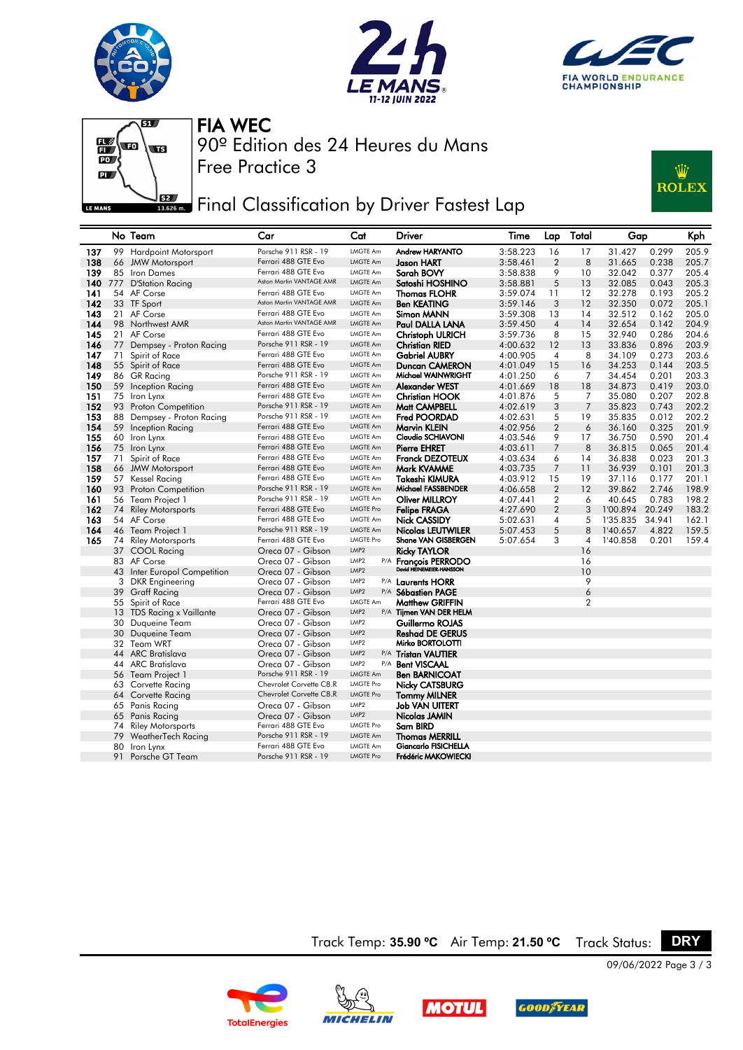# FIA WEC

90º Edition des 24 Heures du Mans

Free Practice 3

## Final Classification by Driver Fastest Lap

| | No | Team | Car | Cat | | Driver | Time | Lap | Total | Gap | | Kph |
|---|---|---|---|---|---|---|---|---|---|---|---|---|
| 137 | 99 | Hardpoint Motorsport | Porsche 911 RSR - 19 | LMGTE Am | | Andrew HARYANTO | 3:58.223 | 16 | 17 | 31.427 | 0.299 | 205.9 |
| 138 | 66 | JMW Motorsport | Ferrari 488 GTE Evo | LMGTE Am | | Jason HART | 3:58.461 | 2 | 8 | 31.665 | 0.238 | 205.7 |
| 139 | 85 | Iron Dames | Ferrari 488 GTE Evo | LMGTE Am | | Sarah BOVY | 3:58.838 | 9 | 10 | 32.042 | 0.377 | 205.4 |
| 140 | 777 | D'Station Racing | Aston Martin VANTAGE AMR | LMGTE Am | | Satoshi HOSHINO | 3:58.881 | 5 | 13 | 32.085 | 0.043 | 205.3 |
| 141 | 54 | AF Corse | Ferrari 488 GTE Evo | LMGTE Am | | Thomas FLOHR | 3:59.074 | 11 | 12 | 32.278 | 0.193 | 205.2 |
| 142 | 33 | TF Sport | Aston Martin VANTAGE AMR | LMGTE Am | | Ben KEATING | 3:59.146 | 3 | 12 | 32.350 | 0.072 | 205.1 |
| 143 | 21 | AF Corse | Ferrari 488 GTE Evo | LMGTE Am | | Simon MANN | 3:59.308 | 13 | 14 | 32.512 | 0.162 | 205.0 |
| 144 | 98 | Northwest AMR | Aston Martin VANTAGE AMR | LMGTE Am | | Paul DALLA LANA | 3:59.450 | 4 | 14 | 32.654 | 0.142 | 204.9 |
| 145 | 21 | AF Corse | Ferrari 488 GTE Evo | LMGTE Am | | Christoph ULRICH | 3:59.736 | 8 | 15 | 32.940 | 0.286 | 204.6 |
| 146 | 77 | Dempsey - Proton Racing | Porsche 911 RSR - 19 | LMGTE Am | | Christian RIED | 4:00.632 | 12 | 13 | 33.836 | 0.896 | 203.9 |
| 147 | 71 | Spirit of Race | Ferrari 488 GTE Evo | LMGTE Am | | Gabriel AUBRY | 4:00.905 | 4 | 8 | 34.109 | 0.273 | 203.6 |
| 148 | 55 | Spirit of Race | Ferrari 488 GTE Evo | LMGTE Am | | Duncan CAMERON | 4:01.049 | 15 | 16 | 34.253 | 0.144 | 203.5 |
| 149 | 86 | GR Racing | Porsche 911 RSR - 19 | LMGTE Am | | Michael WAINWRIGHT | 4:01.250 | 6 | 7 | 34.454 | 0.201 | 203.3 |
| 150 | 59 | Inception Racing | Ferrari 488 GTE Evo | LMGTE Am | | Alexander WEST | 4:01.669 | 18 | 18 | 34.873 | 0.419 | 203.0 |
| 151 | 75 | Iron Lynx | Ferrari 488 GTE Evo | LMGTE Am | | Christian HOOK | 4:01.876 | 5 | 7 | 35.080 | 0.207 | 202.8 |
| 152 | 93 | Proton Competition | Porsche 911 RSR - 19 | LMGTE Am | | Matt CAMPBELL | 4:02.619 | 3 | 7 | 35.823 | 0.743 | 202.2 |
| 153 | 88 | Dempsey - Proton Racing | Porsche 911 RSR - 19 | LMGTE Am | | Fred POORDAD | 4:02.631 | 5 | 19 | 35.835 | 0.012 | 202.2 |
| 154 | 59 | Inception Racing | Ferrari 488 GTE Evo | LMGTE Am | | Marvin KLEIN | 4:02.956 | 2 | 6 | 36.160 | 0.325 | 201.9 |
| 155 | 60 | Iron Lynx | Ferrari 488 GTE Evo | LMGTE Am | | Claudio SCHIAVONI | 4:03.546 | 9 | 17 | 36.750 | 0.590 | 201.4 |
| 156 | 75 | Iron Lynx | Ferrari 488 GTE Evo | LMGTE Am | | Pierre EHRET | 4:03.611 | 7 | 8 | 36.815 | 0.065 | 201.4 |
| 157 | 71 | Spirit of Race | Ferrari 488 GTE Evo | LMGTE Am | | Franck DEZOTEUX | 4:03.634 | 6 | 14 | 36.838 | 0.023 | 201.3 |
| 158 | 66 | JMW Motorsport | Ferrari 488 GTE Evo | LMGTE Am | | Mark KVAMME | 4:03.735 | 7 | 11 | 36.939 | 0.101 | 201.3 |
| 159 | 57 | Kessel Racing | Ferrari 488 GTE Evo | LMGTE Am | | Takeshi KIMURA | 4:03.912 | 15 | 19 | 37.116 | 0.177 | 201.1 |
| 160 | 93 | Proton Competition | Porsche 911 RSR - 19 | LMGTE Am | | Michael FASSBENDER | 4:06.658 | 2 | 12 | 39.862 | 2.746 | 198.9 |
| 161 | 56 | Team Project 1 | Porsche 911 RSR - 19 | LMGTE Am | | Oliver MILLROY | 4:07.441 | 2 | 6 | 40.645 | 0.783 | 198.2 |
| 162 | 74 | Riley Motorsports | Ferrari 488 GTE Evo | LMGTE Pro | | Felipe FRAGA | 4:27.690 | 2 | 3 | 1'00.894 | 20.249 | 183.2 |
| 163 | 54 | AF Corse | Ferrari 488 GTE Evo | LMGTE Am | | Nick CASSIDY | 5:02.631 | 4 | 5 | 1'35.835 | 34.941 | 162.1 |
| 164 | 46 | Team Project 1 | Porsche 911 RSR - 19 | LMGTE Am | | Nicolas LEUTWILER | 5:07.453 | 5 | 8 | 1'40.657 | 4.822 | 159.5 |
| 165 | 74 | Riley Motorsports | Ferrari 488 GTE Evo | LMGTE Pro | | Shane VAN GISBERGEN | 5:07.654 | 3 | 4 | 1'40.858 | 0.201 | 159.4 |
| | 37 | COOL Racing | Oreca 07 - Gibson | LMP2 | | Ricky TAYLOR | | | 16 | | | |
| | 83 | AF Corse | Oreca 07 - Gibson | LMP2 | P/A | François PERRODO | | | 16 | | | |
| | 43 | Inter Europol Competition | Oreca 07 - Gibson | LMP2 | | David HEINEMEIER-HANSSON | | | 10 | | | |
| | 3 | DKR Engineering | Oreca 07 - Gibson | LMP2 | P/A | Laurents HORR | | | 9 | | | |
| | 39 | Graff Racing | Oreca 07 - Gibson | LMP2 | P/A | Sébastien PAGE | | | 6 | | | |
| | 55 | Spirit of Race | Ferrari 488 GTE Evo | LMGTE Am | | Matthew GRIFFIN | | | 2 | | | |
| | 13 | TDS Racing x Vaillante | Oreca 07 - Gibson | LMP2 | P/A | Tijmen VAN DER HELM | | | | | | |
| | 30 | Duqueine Team | Oreca 07 - Gibson | LMP2 | | Guillermo ROJAS | | | | | | |
| | 30 | Duqueine Team | Oreca 07 - Gibson | LMP2 | | Reshad DE GERUS | | | | | | |
| | 32 | Team WRT | Oreca 07 - Gibson | LMP2 | | Mirko BORTOLOTTI | | | | | | |
| | 44 | ARC Bratislava | Oreca 07 - Gibson | LMP2 | P/A | Tristan VAUTIER | | | | | | |
| | 44 | ARC Bratislava | Oreca 07 - Gibson | LMP2 | P/A | Bent VISCAAL | | | | | | |
| | 56 | Team Project 1 | Porsche 911 RSR - 19 | LMGTE Am | | Ben BARNICOAT | | | | | | |
| | 63 | Corvette Racing | Chevrolet Corvette C8.R | LMGTE Pro | | Nicky CATSBURG | | | | | | |
| | 64 | Corvette Racing | Chevrolet Corvette C8.R | LMGTE Pro | | Tommy MILNER | | | | | | |
| | 65 | Panis Racing | Oreca 07 - Gibson | LMP2 | | Job VAN UITERT | | | | | | |
| | 65 | Panis Racing | Oreca 07 - Gibson | LMP2 | | Nicolas JAMIN | | | | | | |
| | 74 | Riley Motorsports | Ferrari 488 GTE Evo | LMGTE Pro | | Sam BIRD | | | | | | |
| | 79 | WeatherTech Racing | Porsche 911 RSR - 19 | LMGTE Am | | Thomas MERRILL | | | | | | |
| | 80 | Iron Lynx | Ferrari 488 GTE Evo | LMGTE Am | | Giancarlo FISICHELLA | | | | | | |
| | 91 | Porsche GT Team | Porsche 911 RSR - 19 | LMGTE Pro | | Frédéric MAKOWIECKI | | | | | | |

Track Temp: **35.90 ºC** Air Temp: **21.50 ºC** Track Status: **DRY**

09/06/2022